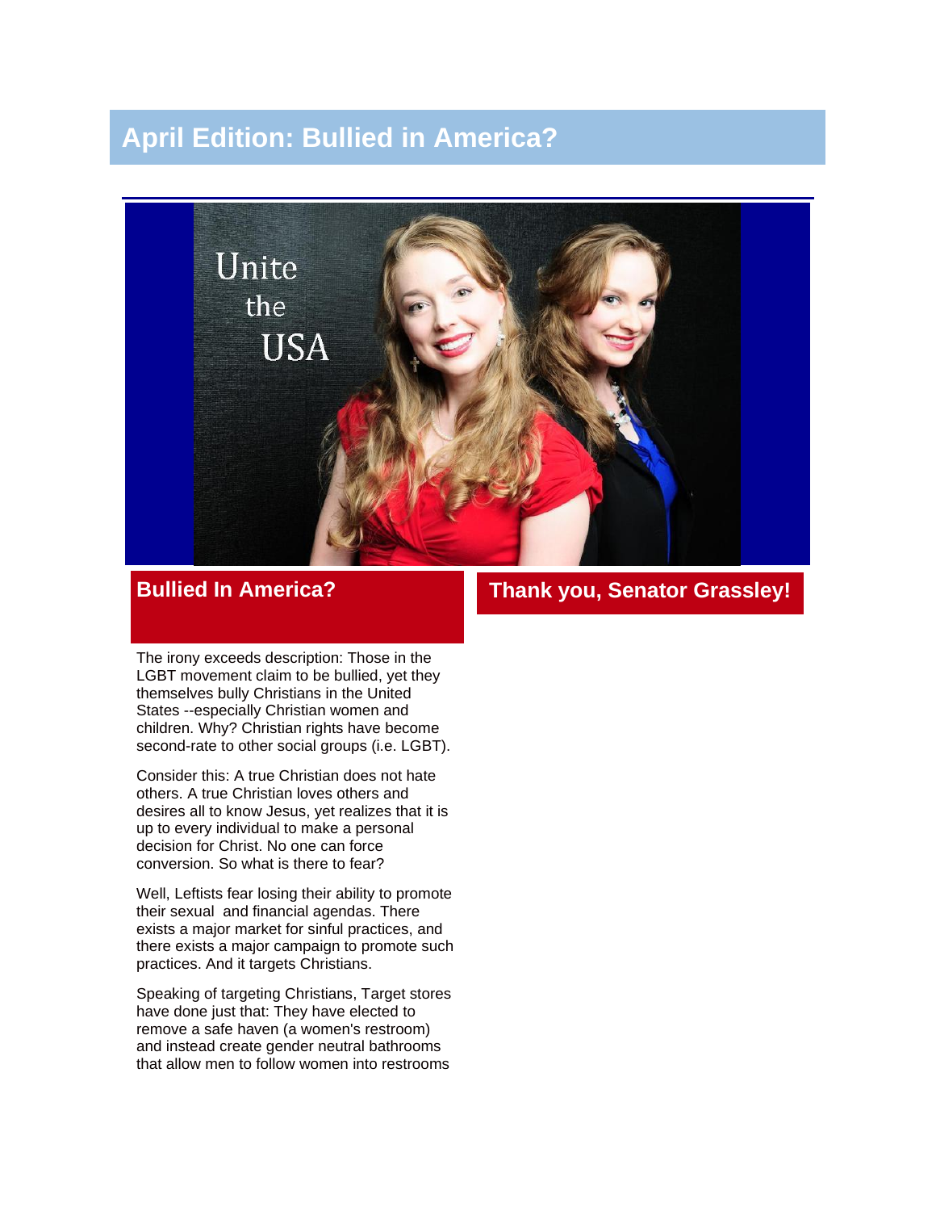# April Edition: Bullied in America?

Unite the USA

## Bullied In America?

The irony exceeds description: Those in the LGBT movement claim to be bullied, yet they themselves bully Christians in the United States --especially Christian women and children. Why? Christian rights have become second-rate to other social groups (i.e. LGBT).

Consider this: A true Christian does not hate others. A true Christian loves others and desires all to know Jesus, yet realizes that it is up to every individual to make a personal decision for Christ. No one can force conversion. So what is there to fear?

Well, Leftists fear losing their ability to promote their sexual and financial agendas. There exists a major market for sinful practices, and there exists a major campaign to promote such practices. And it targets Christians.

Speaking of targeting Christians, Target stores have done just that: They have elected to remove a safe haven (a women's restroom) and instead create gender neutral bathrooms that allow men to follow women into restrooms

## Thank you, Senator Grassley!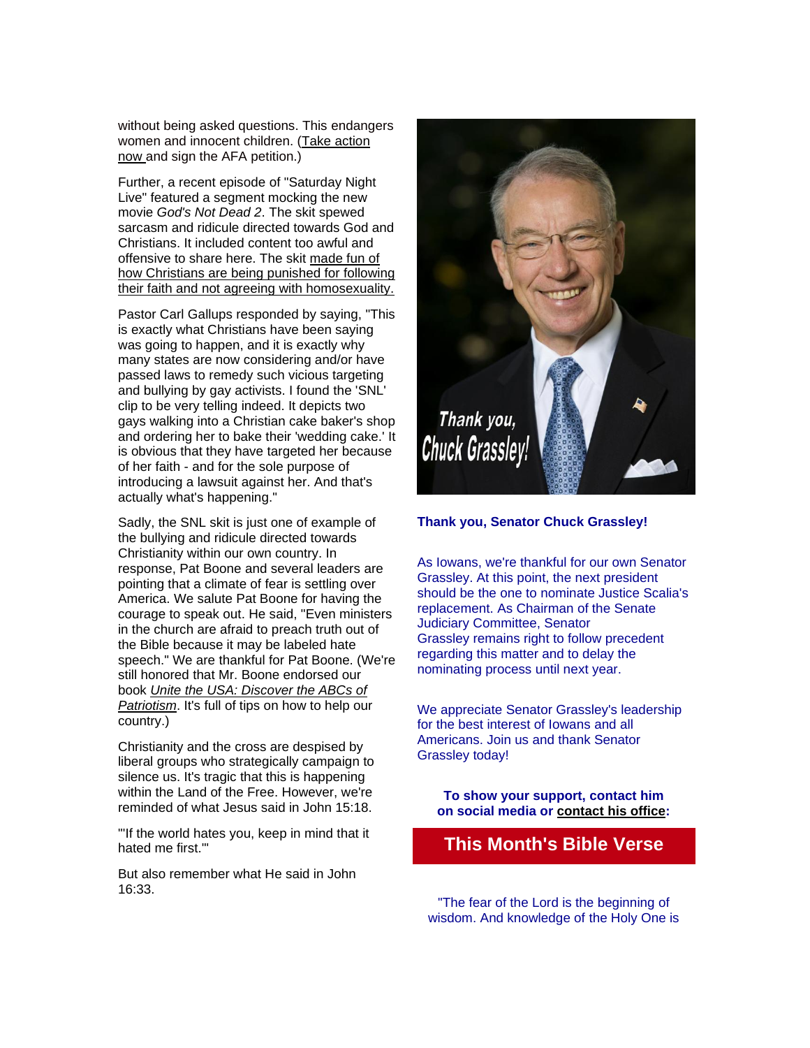without being asked questions. This endangers women and innocent children. (Take action now and sign the AFA petition.)

Further, a recent episode of "Saturday Night Live" featured a segment mocking the new movie *God's Not Dead 2*. The skit spewed sarcasm and ridicule directed towards God and Christians. It included content too awful and offensive to share here. The skit made fun of how Christians are being punished for following their faith and not agreeing with homosexuality.

Pastor Carl Gallups responded by saying, "This is exactly what Christians have been saying was going to happen, and it is exactly why many states are now considering and/or have passed laws to remedy such vicious targeting and bullying by gay activists. I found the 'SNL' clip to be very telling indeed. It depicts two gays walking into a Christian cake baker's shop and ordering her to bake their 'wedding cake.' It is obvious that they have targeted her because of her faith - and for the sole purpose of introducing a lawsuit against her. And that's actually what's happening."

Sadly, the SNL skit is just one of example of the bullying and ridicule directed towards Christianity within our own country. In response, Pat Boone and several leaders are pointing that a climate of fear is settling over America. We salute Pat Boone for having the courage to speak out. He said, "Even ministers in the church are afraid to preach truth out of the Bible because it may be labeled hate speech." We are thankful for Pat Boone. (We're still honored that Mr. Boone endorsed our book *Unite the USA: Discover the ABCs of Patriotism*. It's full of tips on how to help our country.)

Christianity and the cross are despised by liberal groups who strategically campaign to silence us. It's tragic that this is happening within the Land of the Free. However, we're reminded of what Jesus said in John 15:18.

"'If the world hates you, keep in mind that it hated me first.'"

But also remember what He said in John 16:33.

**Thank you, Senator Chuck Grassley!**

As Iowans, we're thankful for our own Senator Grassley. At this point, the next president should be the one to nominate Justice Scalia's replacement. As Chairman of the Senate Judiciary Committee, Senator Grassley remains right to follow precedent regarding this matter and to delay the nominating process until next year.

We appreciate Senator Grassley's leadership for the best interest of Iowans and all Americans. Join us and thank Senator Grassley today!

**To show your support, contact him on social media or contact his office:**

## This Month's Bible Verse

"The fear of the Lord is the beginning of wisdom. And knowledge of the Holy One is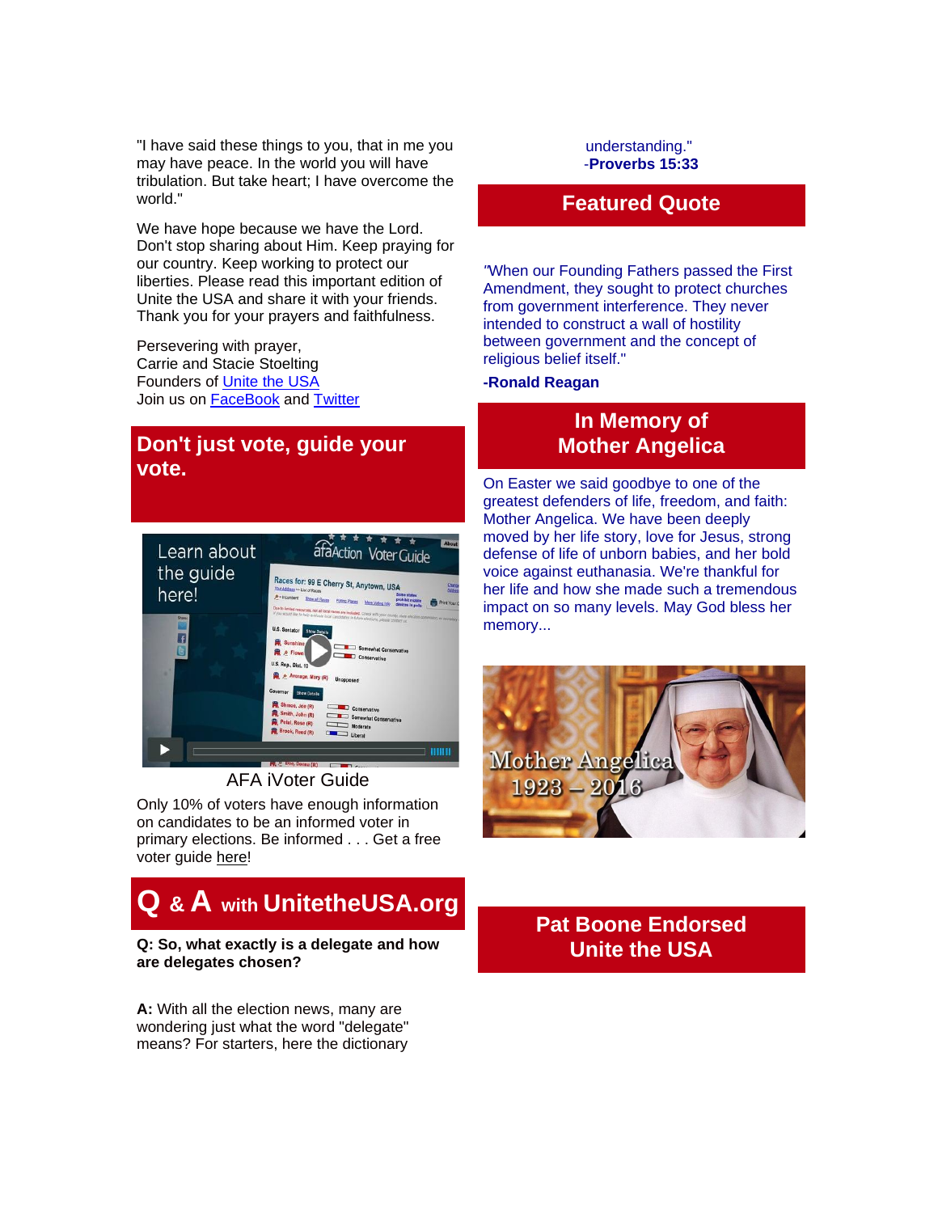"I have said these things to you, that in me you may have peace. In the world you will have tribulation. But take heart; I have overcome the world."

We have hope because we have the Lord. Don't stop sharing about Him. Keep praying for our country. Keep working to protect our liberties. Please read this important edition of Unite the USA and share it with your friends. Thank you for your prayers and faithfulness.

Persevering with prayer,
Carrie and Stacie Stoelting
Founders of Unite the USA
Join us on FaceBook and Twitter

## Don't just vote, guide your vote.

AFA iVoter Guide

Only 10% of voters have enough information on candidates to be an informed voter in primary elections. Be informed . . . Get a free voter guide here!

## Q & A with UnitetheUSA.org

**Q: So, what exactly is a delegate and how are delegates chosen?**

**A:** With all the election news, many are wondering just what the word "delegate" means? For starters, here the dictionary

understanding."
-**Proverbs 15:33**

## Featured Quote

"When our Founding Fathers passed the First Amendment, they sought to protect churches from government interference. They never intended to construct a wall of hostility between government and the concept of religious belief itself."

**-Ronald Reagan**

## In Memory of Mother Angelica

On Easter we said goodbye to one of the greatest defenders of life, freedom, and faith: Mother Angelica. We have been deeply moved by her life story, love for Jesus, strong defense of life of unborn babies, and her bold voice against euthanasia. We're thankful for her life and how she made such a tremendous impact on so many levels. May God bless her memory...

Mother Angelica
1923 – 2016

## Pat Boone Endorsed Unite the USA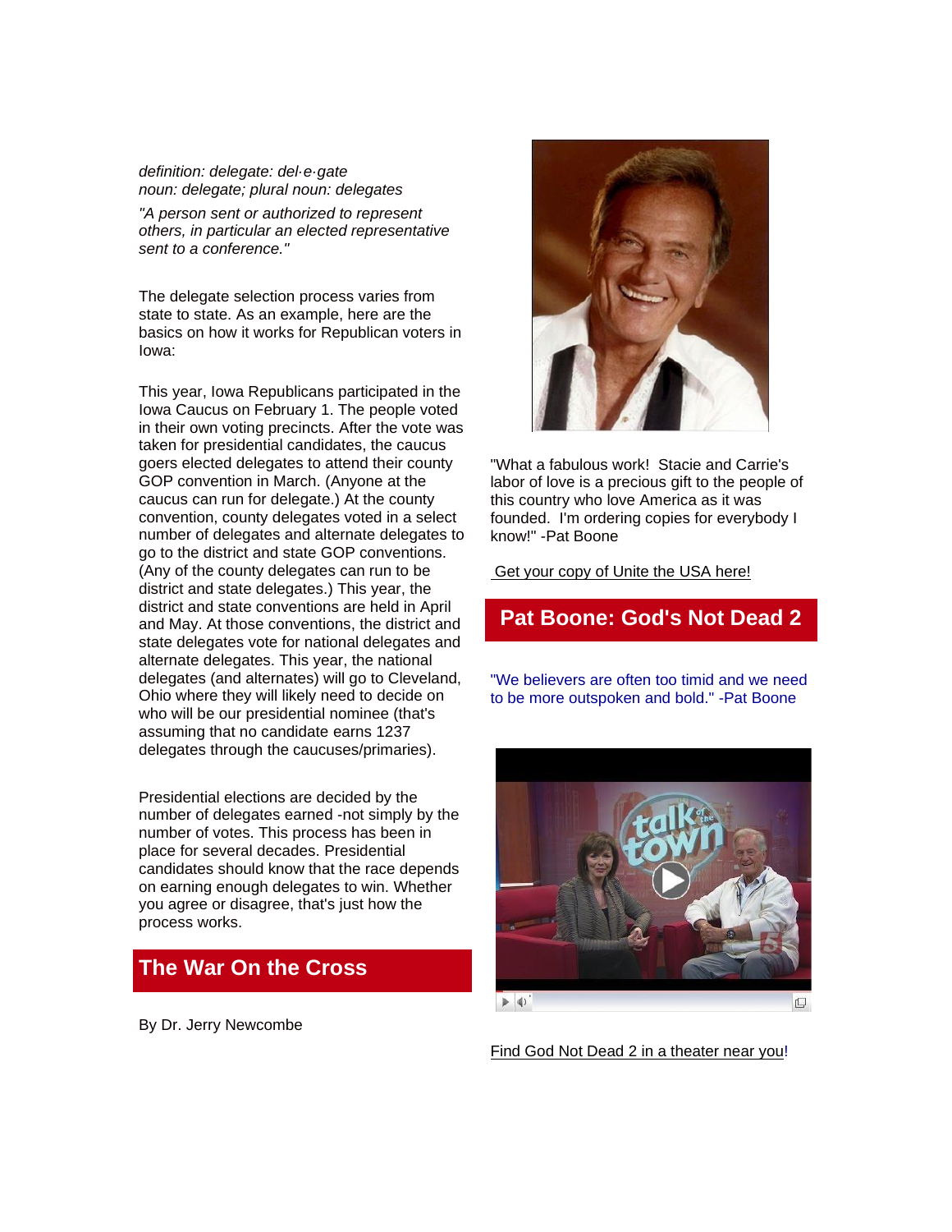*definition: delegate: del·e·gate*
*noun: delegate; plural noun: delegates*

*"A person sent or authorized to represent others, in particular an elected representative sent to a conference."*

The delegate selection process varies from state to state. As an example, here are the basics on how it works for Republican voters in Iowa:

This year, Iowa Republicans participated in the Iowa Caucus on February 1. The people voted in their own voting precincts. After the vote was taken for presidential candidates, the caucus goers elected delegates to attend their county GOP convention in March. (Anyone at the caucus can run for delegate.) At the county convention, county delegates voted in a select number of delegates and alternate delegates to go to the district and state GOP conventions. (Any of the county delegates can run to be district and state delegates.) This year, the district and state conventions are held in April and May. At those conventions, the district and state delegates vote for national delegates and alternate delegates. This year, the national delegates (and alternates) will go to Cleveland, Ohio where they will likely need to decide on who will be our presidential nominee (that's assuming that no candidate earns 1237 delegates through the caucuses/primaries).

Presidential elections are decided by the number of delegates earned -not simply by the number of votes. This process has been in place for several decades. Presidential candidates should know that the race depends on earning enough delegates to win. Whether you agree or disagree, that's just how the process works.

## The War On the Cross

By Dr. Jerry Newcombe

"What a fabulous work! Stacie and Carrie's labor of love is a precious gift to the people of this country who love America as it was founded. I'm ordering copies for everybody I know!" -Pat Boone

Get your copy of Unite the USA here!

## Pat Boone: God's Not Dead 2

"We believers are often too timid and we need to be more outspoken and bold." -Pat Boone

Find God Not Dead 2 in a theater near you!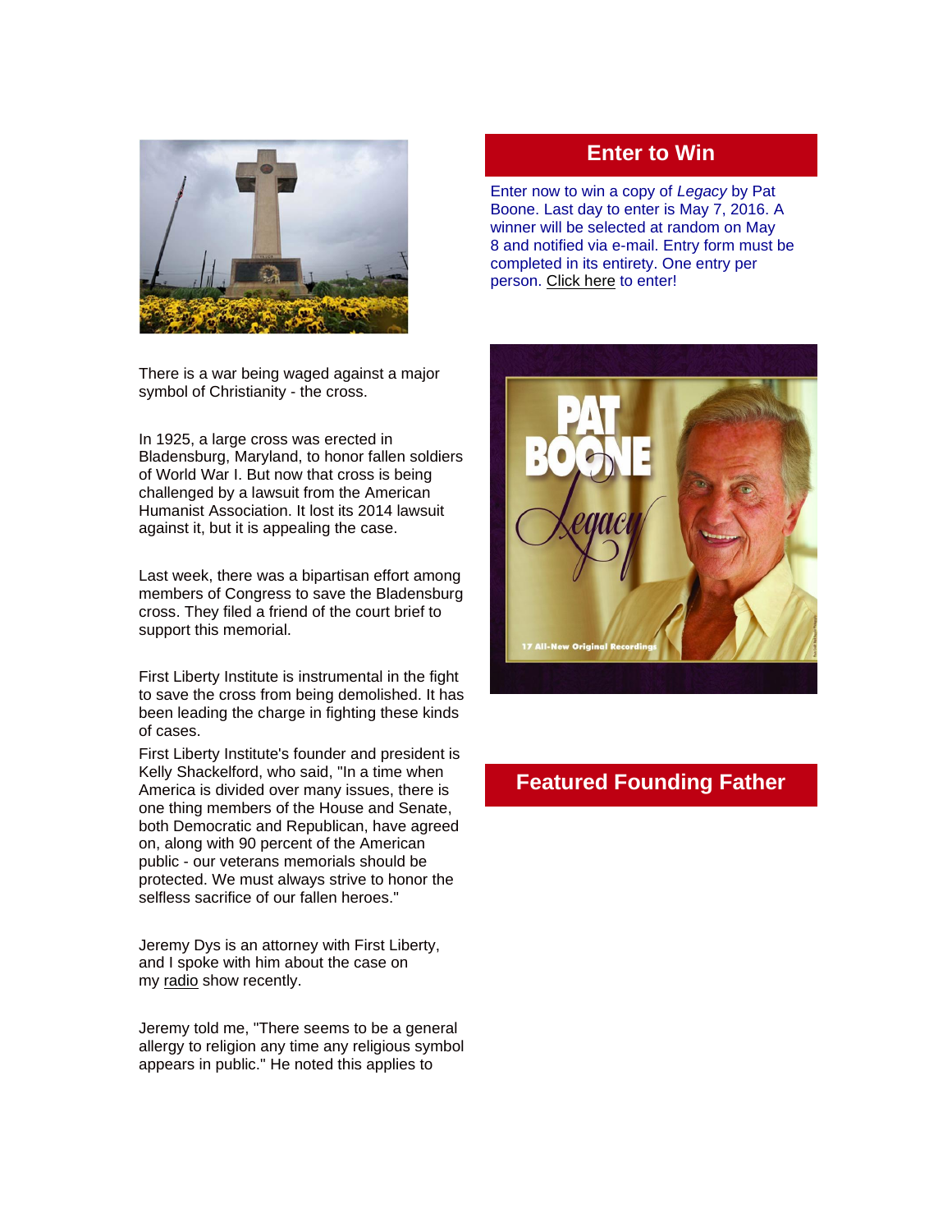There is a war being waged against a major symbol of Christianity - the cross.

In 1925, a large cross was erected in Bladensburg, Maryland, to honor fallen soldiers of World War I. But now that cross is being challenged by a lawsuit from the American Humanist Association. It lost its 2014 lawsuit against it, but it is appealing the case.

Last week, there was a bipartisan effort among members of Congress to save the Bladensburg cross. They filed a friend of the court brief to support this memorial.

First Liberty Institute is instrumental in the fight to save the cross from being demolished. It has been leading the charge in fighting these kinds of cases.

First Liberty Institute's founder and president is Kelly Shackelford, who said, "In a time when America is divided over many issues, there is one thing members of the House and Senate, both Democratic and Republican, have agreed on, along with 90 percent of the American public - our veterans memorials should be protected. We must always strive to honor the selfless sacrifice of our fallen heroes."

Jeremy Dys is an attorney with First Liberty, and I spoke with him about the case on my radio show recently.

Jeremy told me, "There seems to be a general allergy to religion any time any religious symbol appears in public." He noted this applies to

## Enter to Win

Enter now to win a copy of *Legacy* by Pat Boone. Last day to enter is May 7, 2016. A winner will be selected at random on May 8 and notified via e-mail. Entry form must be completed in its entirety. One entry per person. Click here to enter!

## Featured Founding Father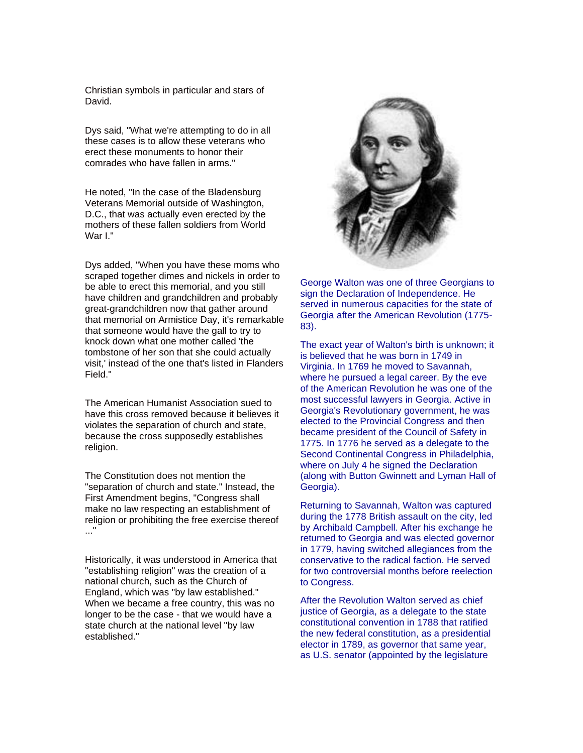Christian symbols in particular and stars of David.

Dys said, "What we're attempting to do in all these cases is to allow these veterans who erect these monuments to honor their comrades who have fallen in arms."

He noted, "In the case of the Bladensburg Veterans Memorial outside of Washington, D.C., that was actually even erected by the mothers of these fallen soldiers from World War I."

Dys added, "When you have these moms who scraped together dimes and nickels in order to be able to erect this memorial, and you still have children and grandchildren and probably great-grandchildren now that gather around that memorial on Armistice Day, it's remarkable that someone would have the gall to try to knock down what one mother called 'the tombstone of her son that she could actually visit,' instead of the one that's listed in Flanders Field."

The American Humanist Association sued to have this cross removed because it believes it violates the separation of church and state, because the cross supposedly establishes religion.

The Constitution does not mention the "separation of church and state." Instead, the First Amendment begins, "Congress shall make no law respecting an establishment of religion or prohibiting the free exercise thereof ..."

Historically, it was understood in America that "establishing religion" was the creation of a national church, such as the Church of England, which was "by law established." When we became a free country, this was no longer to be the case - that we would have a state church at the national level "by law established."

George Walton was one of three Georgians to sign the Declaration of Independence. He served in numerous capacities for the state of Georgia after the American Revolution (1775-83).

The exact year of Walton's birth is unknown; it is believed that he was born in 1749 in Virginia. In 1769 he moved to Savannah, where he pursued a legal career. By the eve of the American Revolution he was one of the most successful lawyers in Georgia. Active in Georgia's Revolutionary government, he was elected to the Provincial Congress and then became president of the Council of Safety in 1775. In 1776 he served as a delegate to the Second Continental Congress in Philadelphia, where on July 4 he signed the Declaration (along with Button Gwinnett and Lyman Hall of Georgia).

Returning to Savannah, Walton was captured during the 1778 British assault on the city, led by Archibald Campbell. After his exchange he returned to Georgia and was elected governor in 1779, having switched allegiances from the conservative to the radical faction. He served for two controversial months before reelection to Congress.

After the Revolution Walton served as chief justice of Georgia, as a delegate to the state constitutional convention in 1788 that ratified the new federal constitution, as a presidential elector in 1789, as governor that same year, as U.S. senator (appointed by the legislature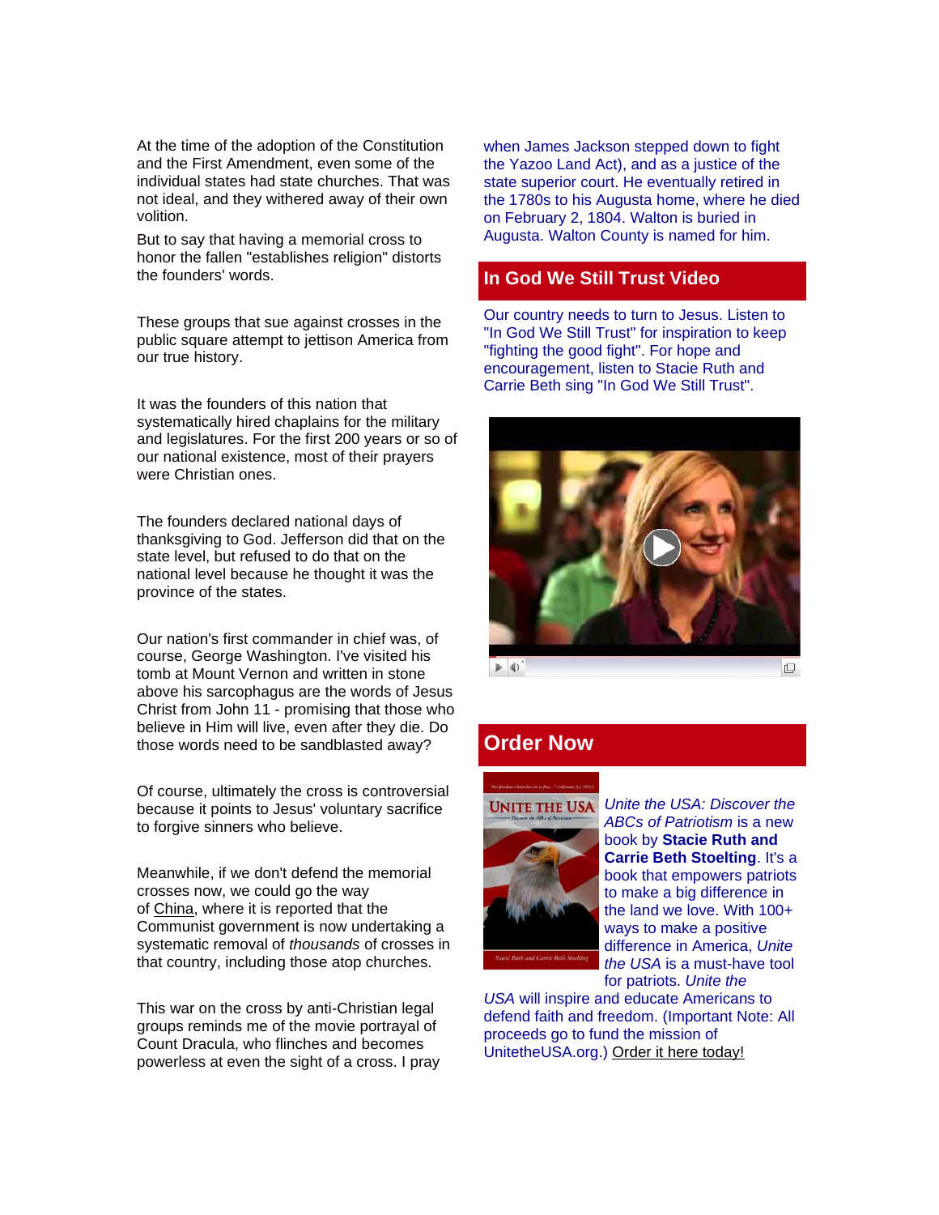At the time of the adoption of the Constitution and the First Amendment, even some of the individual states had state churches. That was not ideal, and they withered away of their own volition.

But to say that having a memorial cross to honor the fallen "establishes religion" distorts the founders' words.

These groups that sue against crosses in the public square attempt to jettison America from our true history.

It was the founders of this nation that systematically hired chaplains for the military and legislatures. For the first 200 years or so of our national existence, most of their prayers were Christian ones.

The founders declared national days of thanksgiving to God. Jefferson did that on the state level, but refused to do that on the national level because he thought it was the province of the states.

Our nation's first commander in chief was, of course, George Washington. I've visited his tomb at Mount Vernon and written in stone above his sarcophagus are the words of Jesus Christ from John 11 - promising that those who believe in Him will live, even after they die. Do those words need to be sandblasted away?

Of course, ultimately the cross is controversial because it points to Jesus' voluntary sacrifice to forgive sinners who believe.

Meanwhile, if we don't defend the memorial crosses now, we could go the way of China, where it is reported that the Communist government is now undertaking a systematic removal of *thousands* of crosses in that country, including those atop churches.

This war on the cross by anti-Christian legal groups reminds me of the movie portrayal of Count Dracula, who flinches and becomes powerless at even the sight of a cross. I pray

when James Jackson stepped down to fight the Yazoo Land Act), and as a justice of the state superior court. He eventually retired in the 1780s to his Augusta home, where he died on February 2, 1804. Walton is buried in Augusta. Walton County is named for him.

## In God We Still Trust Video

Our country needs to turn to Jesus. Listen to "In God We Still Trust" for inspiration to keep "fighting the good fight". For hope and encouragement, listen to Stacie Ruth and Carrie Beth sing "In God We Still Trust".

## Order Now

*Unite the USA: Discover the ABCs of Patriotism* is a new book by **Stacie Ruth and Carrie Beth Stoelting**. It's a book that empowers patriots to make a big difference in the land we love. With 100+ ways to make a positive difference in America, *Unite the USA* is a must-have tool for patriots. *Unite the USA* will inspire and educate Americans to defend faith and freedom. (Important Note: All proceeds go to fund the mission of UnitetheUSA.org.) Order it here today!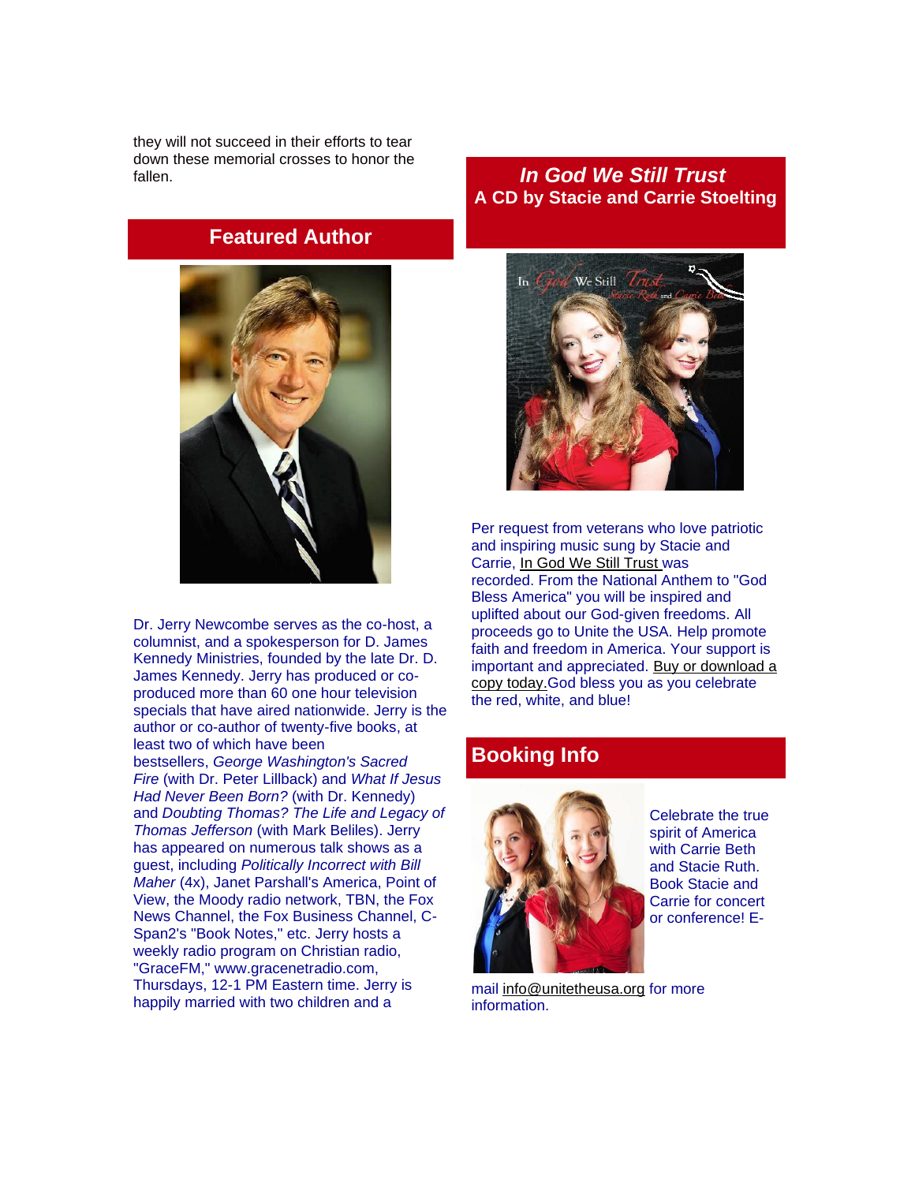they will not succeed in their efforts to tear down these memorial crosses to honor the fallen.

## Featured Author

Dr. Jerry Newcombe serves as the co-host, a columnist, and a spokesperson for D. James Kennedy Ministries, founded by the late Dr. D. James Kennedy. Jerry has produced or co-produced more than 60 one hour television specials that have aired nationwide. Jerry is the author or co-author of twenty-five books, at least two of which have been bestsellers, *George Washington's Sacred Fire* (with Dr. Peter Lillback) and *What If Jesus Had Never Been Born?* (with Dr. Kennedy) and *Doubting Thomas? The Life and Legacy of Thomas Jefferson* (with Mark Beliles). Jerry has appeared on numerous talk shows as a guest, including *Politically Incorrect with Bill Maher* (4x), Janet Parshall's America, Point of View, the Moody radio network, TBN, the Fox News Channel, the Fox Business Channel, C-Span2's "Book Notes," etc. Jerry hosts a weekly radio program on Christian radio, "GraceFM," www.gracenetradio.com, Thursdays, 12-1 PM Eastern time. Jerry is happily married with two children and a

## *In God We Still Trust*
## A CD by Stacie and Carrie Stoelting

Per request from veterans who love patriotic and inspiring music sung by Stacie and Carrie, In God We Still Trust was recorded. From the National Anthem to "God Bless America" you will be inspired and uplifted about our God-given freedoms. All proceeds go to Unite the USA. Help promote faith and freedom in America. Your support is important and appreciated. Buy or download a copy today.God bless you as you celebrate the red, white, and blue!

## Booking Info

Celebrate the true spirit of America with Carrie Beth and Stacie Ruth. Book Stacie and Carrie for concert or conference! E-mail info@unitetheusa.org for more information.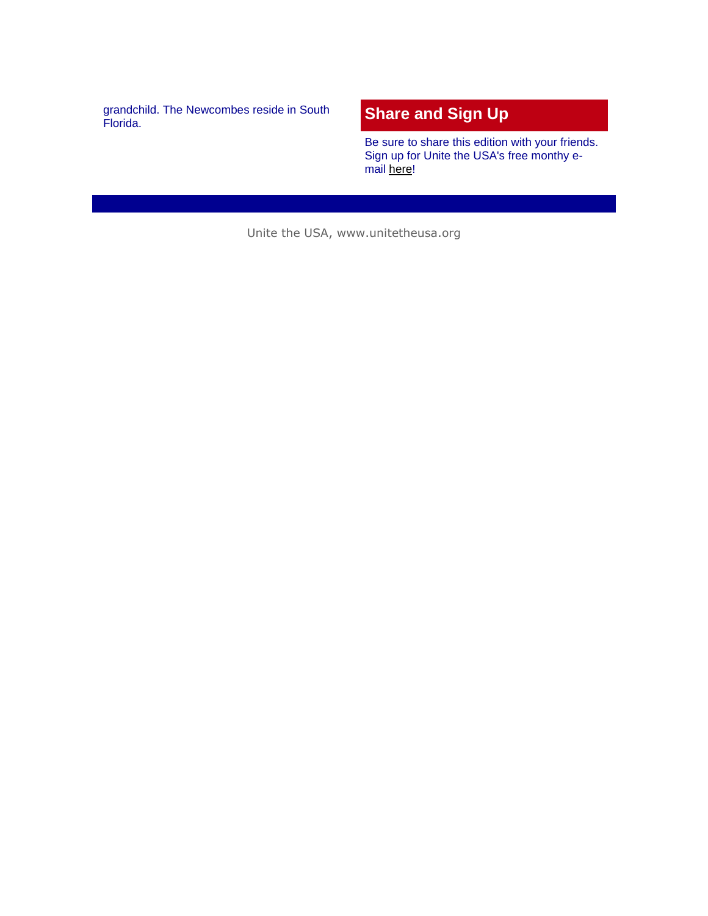grandchild. The Newcombes reside in South Florida.

## Share and Sign Up

Be sure to share this edition with your friends. Sign up for Unite the USA's free monthy e-mail here!

Unite the USA, www.unitetheusa.org